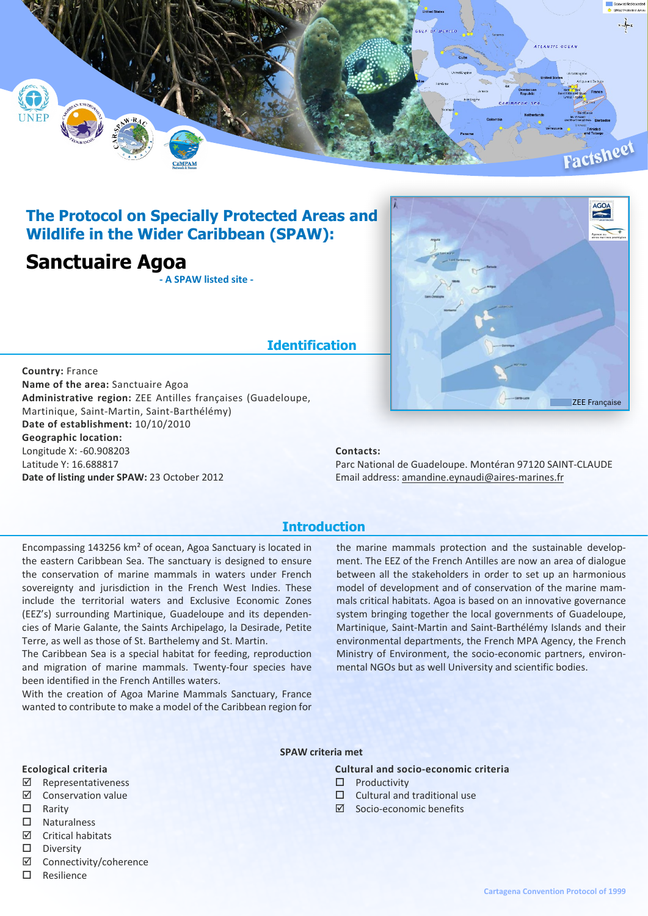## The Protocol on Specially Protected Areas and Wildlife in the Wider Caribbean (SPAW):

# Sanctuaire Agoa

**- A SPAW listed site -**

## Identification

**Country:** France
**Name of the area:** Sanctuaire Agoa
**Administrative region:** ZEE Antilles françaises (Guadeloupe, Martinique, Saint-Martin, Saint-Barthélémy)
**Date of establishment:** 10/10/2010
**Geographic location:**
Longitude X: -60.908203
Latitude Y: 16.688817
**Date of listing under SPAW:** 23 October 2012

**Contacts:**
Parc National de Guadeloupe. Montéran 97120 SAINT-CLAUDE
Email address: amandine.eynaudi@aires-marines.fr

## Introduction

Encompassing 143256 km² of ocean, Agoa Sanctuary is located in the eastern Caribbean Sea. The sanctuary is designed to ensure the conservation of marine mammals in waters under French sovereignty and jurisdiction in the French West Indies. These include the territorial waters and Exclusive Economic Zones (EEZ's) surrounding Martinique, Guadeloupe and its dependencies of Marie Galante, the Saints Archipelago, la Desirade, Petite Terre, as well as those of St. Barthelemy and St. Martin.
The Caribbean Sea is a special habitat for feeding, reproduction and migration of marine mammals. Twenty-four species have been identified in the French Antilles waters.
With the creation of Agoa Marine Mammals Sanctuary, France wanted to contribute to make a model of the Caribbean region for the marine mammals protection and the sustainable development. The EEZ of the French Antilles are now an area of dialogue between all the stakeholders in order to set up an harmonious model of development and of conservation of the marine mammals critical habitats. Agoa is based on an innovative governance system bringing together the local governments of Guadeloupe, Martinique, Saint-Martin and Saint-Barthélémy Islands and their environmental departments, the French MPA Agency, the French Ministry of Environment, the socio-economic partners, environmental NGOs but as well University and scientific bodies.

### SPAW criteria met

**Ecological criteria**

- ☑ Representativeness
- ☑ Conservation value
- ☐ Rarity
- ☐ Naturalness
- ☑ Critical habitats
- ☐ Diversity
- ☑ Connectivity/coherence
- ☐ Resilience

**Cultural and socio-economic criteria**

- ☐ Productivity
- ☐ Cultural and traditional use
- ☑ Socio-economic benefits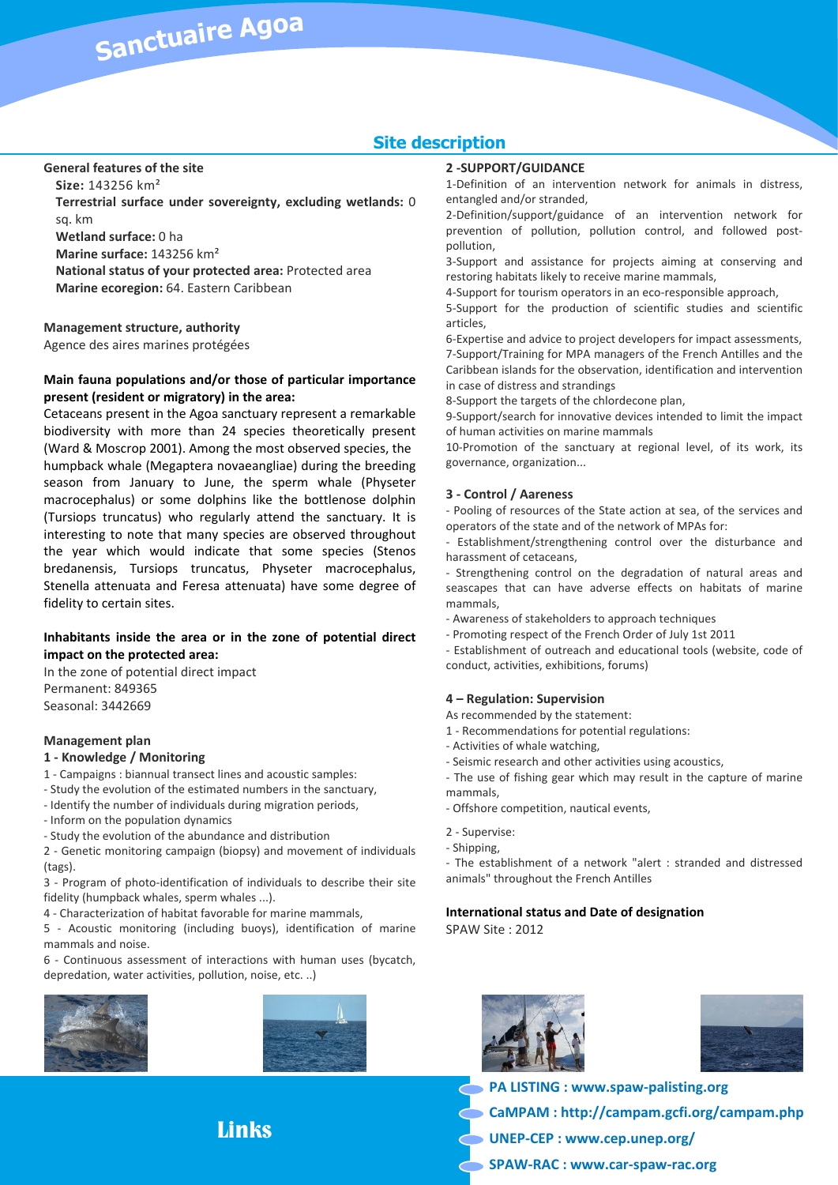# Sanctuaire Agoa

## Site description

**General features of the site**

**Size:** 143256 km²

**Terrestrial surface under sovereignty, excluding wetlands:** 0 sq. km

**Wetland surface:** 0 ha

**Marine surface:** 143256 km²

**National status of your protected area:** Protected area

**Marine ecoregion:** 64. Eastern Caribbean

**Management structure, authority**

Agence des aires marines protégées

**Main fauna populations and/or those of particular importance present (resident or migratory) in the area:**

Cetaceans present in the Agoa sanctuary represent a remarkable biodiversity with more than 24 species theoretically present (Ward & Moscrop 2001). Among the most observed species, the humpback whale (Megaptera novaeangliae) during the breeding season from January to June, the sperm whale (Physeter macrocephalus) or some dolphins like the bottlenose dolphin (Tursiops truncatus) who regularly attend the sanctuary. It is interesting to note that many species are observed throughout the year which would indicate that some species (Stenos bredanensis, Tursiops truncatus, Physeter macrocephalus, Stenella attenuata and Feresa attenuata) have some degree of fidelity to certain sites.

**Inhabitants inside the area or in the zone of potential direct impact on the protected area:**

In the zone of potential direct impact
Permanent: 849365
Seasonal: 3442669

**Management plan**

**1 - Knowledge / Monitoring**

1 - Campaigns : biannual transect lines and acoustic samples:
- Study the evolution of the estimated numbers in the sanctuary,
- Identify the number of individuals during migration periods,
- Inform on the population dynamics
- Study the evolution of the abundance and distribution

2 - Genetic monitoring campaign (biopsy) and movement of individuals (tags).

3 - Program of photo-identification of individuals to describe their site fidelity (humpback whales, sperm whales ...).

4 - Characterization of habitat favorable for marine mammals,

5 - Acoustic monitoring (including buoys), identification of marine mammals and noise.

6 - Continuous assessment of interactions with human uses (bycatch, depredation, water activities, pollution, noise, etc. ..)

**2 -SUPPORT/GUIDANCE**

1-Definition of an intervention network for animals in distress, entangled and/or stranded,
2-Definition/support/guidance of an intervention network for prevention of pollution, pollution control, and followed post-pollution,
3-Support and assistance for projects aiming at conserving and restoring habitats likely to receive marine mammals,
4-Support for tourism operators in an eco-responsible approach,
5-Support for the production of scientific studies and scientific articles,
6-Expertise and advice to project developers for impact assessments,
7-Support/Training for MPA managers of the French Antilles and the Caribbean islands for the observation, identification and intervention in case of distress and strandings
8-Support the targets of the chlordecone plan,
9-Support/search for innovative devices intended to limit the impact of human activities on marine mammals
10-Promotion of the sanctuary at regional level, of its work, its governance, organization...

**3 - Control / Aareness**

- Pooling of resources of the State action at sea, of the services and operators of the state and of the network of MPAs for:
- Establishment/strengthening control over the disturbance and harassment of cetaceans,
- Strengthening control on the degradation of natural areas and seascapes that can have adverse effects on habitats of marine mammals,
- Awareness of stakeholders to approach techniques
- Promoting respect of the French Order of July 1st 2011
- Establishment of outreach and educational tools (website, code of conduct, activities, exhibitions, forums)

**4 – Regulation: Supervision**

As recommended by the statement:

1 - Recommendations for potential regulations:
- Activities of whale watching,
- Seismic research and other activities using acoustics,
- The use of fishing gear which may result in the capture of marine mammals,
- Offshore competition, nautical events,

2 - Supervise:
- Shipping,
- The establishment of a network "alert : stranded and distressed animals" throughout the French Antilles

**International status and Date of designation**

SPAW Site : 2012

## Links

- PA LISTING : www.spaw-palisting.org
- CaMPAM : http://campam.gcfi.org/campam.php
- UNEP-CEP : www.cep.unep.org/
- SPAW-RAC : www.car-spaw-rac.org